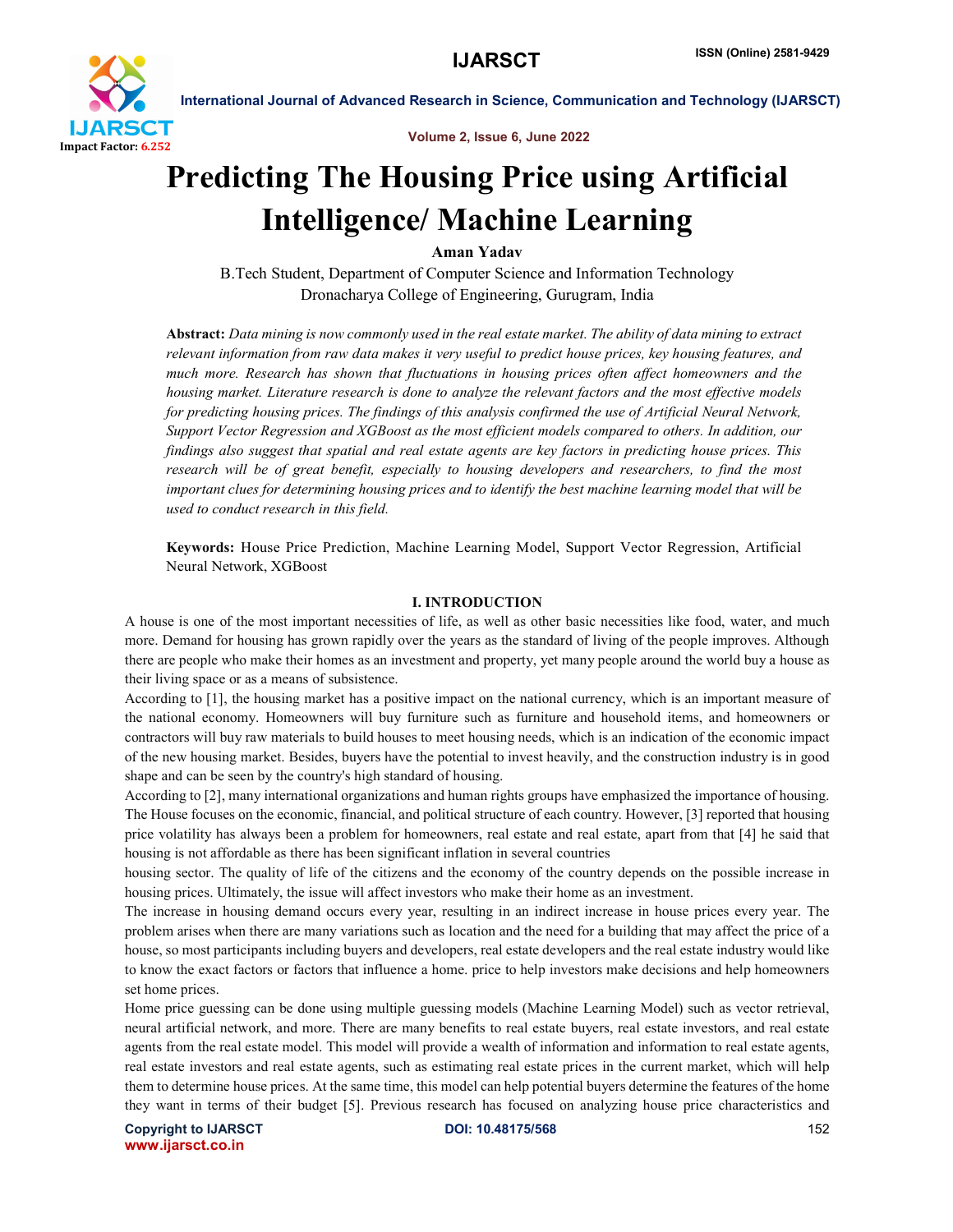# Predicting The Housing Price using Artificial Intelligence/ Machine Learning

**Aman Yadav**

B.Tech Student, Department of Computer Science and Information Technology
Dronacharya College of Engineering, Gurugram, India

**Abstract:** *Data mining is now commonly used in the real estate market. The ability of data mining to extract relevant information from raw data makes it very useful to predict house prices, key housing features, and much more. Research has shown that fluctuations in housing prices often affect homeowners and the housing market. Literature research is done to analyze the relevant factors and the most effective models for predicting housing prices. The findings of this analysis confirmed the use of Artificial Neural Network, Support Vector Regression and XGBoost as the most efficient models compared to others. In addition, our findings also suggest that spatial and real estate agents are key factors in predicting house prices. This research will be of great benefit, especially to housing developers and researchers, to find the most important clues for determining housing prices and to identify the best machine learning model that will be used to conduct research in this field.*

**Keywords:** House Price Prediction, Machine Learning Model, Support Vector Regression, Artificial Neural Network, XGBoost

## I. INTRODUCTION

A house is one of the most important necessities of life, as well as other basic necessities like food, water, and much more. Demand for housing has grown rapidly over the years as the standard of living of the people improves. Although there are people who make their homes as an investment and property, yet many people around the world buy a house as their living space or as a means of subsistence.

According to [1], the housing market has a positive impact on the national currency, which is an important measure of the national economy. Homeowners will buy furniture such as furniture and household items, and homeowners or contractors will buy raw materials to build houses to meet housing needs, which is an indication of the economic impact of the new housing market. Besides, buyers have the potential to invest heavily, and the construction industry is in good shape and can be seen by the country's high standard of housing.

According to [2], many international organizations and human rights groups have emphasized the importance of housing. The House focuses on the economic, financial, and political structure of each country. However, [3] reported that housing price volatility has always been a problem for homeowners, real estate and real estate, apart from that [4] he said that housing is not affordable as there has been significant inflation in several countries

housing sector. The quality of life of the citizens and the economy of the country depends on the possible increase in housing prices. Ultimately, the issue will affect investors who make their home as an investment.

The increase in housing demand occurs every year, resulting in an indirect increase in house prices every year. The problem arises when there are many variations such as location and the need for a building that may affect the price of a house, so most participants including buyers and developers, real estate developers and the real estate industry would like to know the exact factors or factors that influence a home. price to help investors make decisions and help homeowners set home prices.

Home price guessing can be done using multiple guessing models (Machine Learning Model) such as vector retrieval, neural artificial network, and more. There are many benefits to real estate buyers, real estate investors, and real estate agents from the real estate model. This model will provide a wealth of information and information to real estate agents, real estate investors and real estate agents, such as estimating real estate prices in the current market, which will help them to determine house prices. At the same time, this model can help potential buyers determine the features of the home they want in terms of their budget [5]. Previous research has focused on analyzing house price characteristics and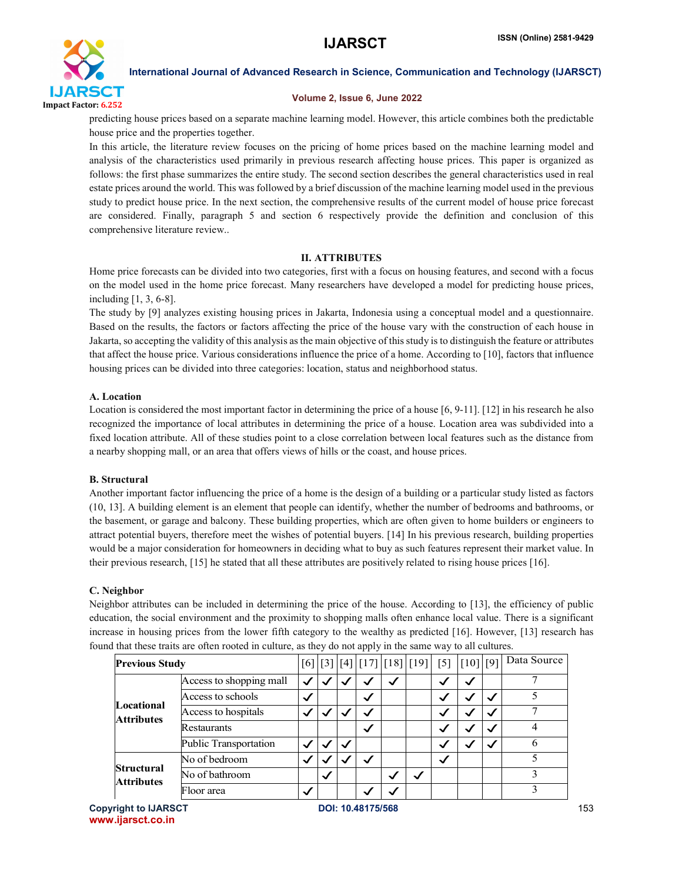predicting house prices based on a separate machine learning model. However, this article combines both the predictable house price and the properties together.

In this article, the literature review focuses on the pricing of home prices based on the machine learning model and analysis of the characteristics used primarily in previous research affecting house prices. This paper is organized as follows: the first phase summarizes the entire study. The second section describes the general characteristics used in real estate prices around the world. This was followed by a brief discussion of the machine learning model used in the previous study to predict house price. In the next section, the comprehensive results of the current model of house price forecast are considered. Finally, paragraph 5 and section 6 respectively provide the definition and conclusion of this comprehensive literature review..

## II. ATTRIBUTES

Home price forecasts can be divided into two categories, first with a focus on housing features, and second with a focus on the model used in the home price forecast. Many researchers have developed a model for predicting house prices, including [1, 3, 6-8].

The study by [9] analyzes existing housing prices in Jakarta, Indonesia using a conceptual model and a questionnaire. Based on the results, the factors or factors affecting the price of the house vary with the construction of each house in Jakarta, so accepting the validity of this analysis as the main objective of this study is to distinguish the feature or attributes that affect the house price. Various considerations influence the price of a home. According to [10], factors that influence housing prices can be divided into three categories: location, status and neighborhood status.

### A. Location

Location is considered the most important factor in determining the price of a house [6, 9-11]. [12] in his research he also recognized the importance of local attributes in determining the price of a house. Location area was subdivided into a fixed location attribute. All of these studies point to a close correlation between local features such as the distance from a nearby shopping mall, or an area that offers views of hills or the coast, and house prices.

### B. Structural

Another important factor influencing the price of a home is the design of a building or a particular study listed as factors (10, 13]. A building element is an element that people can identify, whether the number of bedrooms and bathrooms, or the basement, or garage and balcony. These building properties, which are often given to home builders or engineers to attract potential buyers, therefore meet the wishes of potential buyers. [14] In his previous research, building properties would be a major consideration for homeowners in deciding what to buy as such features represent their market value. In their previous research, [15] he stated that all these attributes are positively related to rising house prices [16].

### C. Neighbor

Neighbor attributes can be included in determining the price of the house. According to [13], the efficiency of public education, the social environment and the proximity to shopping malls often enhance local value. There is a significant increase in housing prices from the lower fifth category to the wealthy as predicted [16]. However, [13] research has found that these traits are often rooted in culture, as they do not apply in the same way to all cultures.

| **Previous Study** | | [6] | [3] | [4] | [17] | [18] | [19] | [5] | [10] | [9] | Data Source |
|---|---|---|---|---|---|---|---|---|---|---|---|
| **Locational Attributes** | Access to shopping mall | ✓ | ✓ | ✓ | ✓ | ✓ | | ✓ | ✓ | | 7 |
| | Access to schools | ✓ | | | ✓ | | | ✓ | ✓ | ✓ | 5 |
| | Access to hospitals | ✓ | ✓ | ✓ | ✓ | | | ✓ | ✓ | ✓ | 7 |
| | Restaurants | | | | ✓ | | | ✓ | ✓ | ✓ | 4 |
| | Public Transportation | ✓ | ✓ | ✓ | | | | ✓ | ✓ | ✓ | 6 |
| **Structural Attributes** | No of bedroom | ✓ | ✓ | ✓ | ✓ | | | ✓ | | | 5 |
| | No of bathroom | | ✓ | | | ✓ | ✓ | | | | 3 |
| | Floor area | ✓ | | | ✓ | ✓ | | | | | 3 |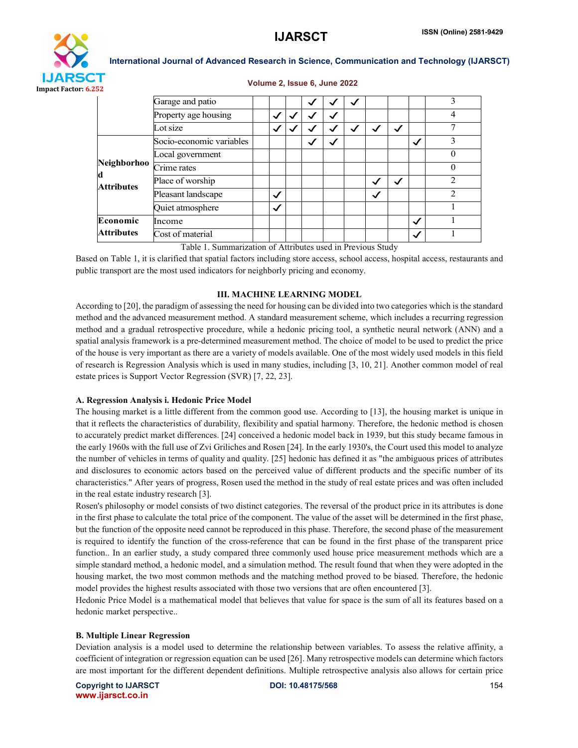| | | | | | | | | | | | |
|---|---|---|---|---|---|---|---|---|---|---|---|
| | Garage and patio | | | | ✓ | ✓ | ✓ | | | | 3 |
| | Property age housing | | ✓ | ✓ | ✓ | ✓ | | | | | 4 |
| | Lot size | | ✓ | ✓ | ✓ | ✓ | ✓ | ✓ | ✓ | | 7 |
| **Neighborhood Attributes** | Socio-economic variables | | | | ✓ | ✓ | | | | ✓ | 3 |
| | Local government | | | | | | | | | | 0 |
| | Crime rates | | | | | | | | | | 0 |
| | Place of worship | | | | | | | ✓ | ✓ | | 2 |
| | Pleasant landscape | | ✓ | | | | | ✓ | | | 2 |
| | Quiet atmosphere | | ✓ | | | | | | | | 1 |
| **Economic Attributes** | Income | | | | | | | | | ✓ | 1 |
| | Cost of material | | | | | | | | | ✓ | 1 |

Table 1. Summarization of Attributes used in Previous Study

Based on Table 1, it is clarified that spatial factors including store access, school access, hospital access, restaurants and public transport are the most used indicators for neighborly pricing and economy.

## III. MACHINE LEARNING MODEL

According to [20], the paradigm of assessing the need for housing can be divided into two categories which is the standard method and the advanced measurement method. A standard measurement scheme, which includes a recurring regression method and a gradual retrospective procedure, while a hedonic pricing tool, a synthetic neural network (ANN) and a spatial analysis framework is a pre-determined measurement method. The choice of model to be used to predict the price of the house is very important as there are a variety of models available. One of the most widely used models in this field of research is Regression Analysis which is used in many studies, including [3, 10, 21]. Another common model of real estate prices is Support Vector Regression (SVR) [7, 22, 23].

### A. Regression Analysis i. Hedonic Price Model

The housing market is a little different from the common good use. According to [13], the housing market is unique in that it reflects the characteristics of durability, flexibility and spatial harmony. Therefore, the hedonic method is chosen to accurately predict market differences. [24] conceived a hedonic model back in 1939, but this study became famous in the early 1960s with the full use of Zvi Griliches and Rosen [24]. In the early 1930's, the Court used this model to analyze the number of vehicles in terms of quality and quality. [25] hedonic has defined it as "the ambiguous prices of attributes and disclosures to economic actors based on the perceived value of different products and the specific number of its characteristics." After years of progress, Rosen used the method in the study of real estate prices and was often included in the real estate industry research [3].

Rosen's philosophy or model consists of two distinct categories. The reversal of the product price in its attributes is done in the first phase to calculate the total price of the component. The value of the asset will be determined in the first phase, but the function of the opposite need cannot be reproduced in this phase. Therefore, the second phase of the measurement is required to identify the function of the cross-reference that can be found in the first phase of the transparent price function.. In an earlier study, a study compared three commonly used house price measurement methods which are a simple standard method, a hedonic model, and a simulation method. The result found that when they were adopted in the housing market, the two most common methods and the matching method proved to be biased. Therefore, the hedonic model provides the highest results associated with those two versions that are often encountered [3].

Hedonic Price Model is a mathematical model that believes that value for space is the sum of all its features based on a hedonic market perspective..

### B. Multiple Linear Regression

Deviation analysis is a model used to determine the relationship between variables. To assess the relative affinity, a coefficient of integration or regression equation can be used [26]. Many retrospective models can determine which factors are most important for the different dependent definitions. Multiple retrospective analysis also allows for certain price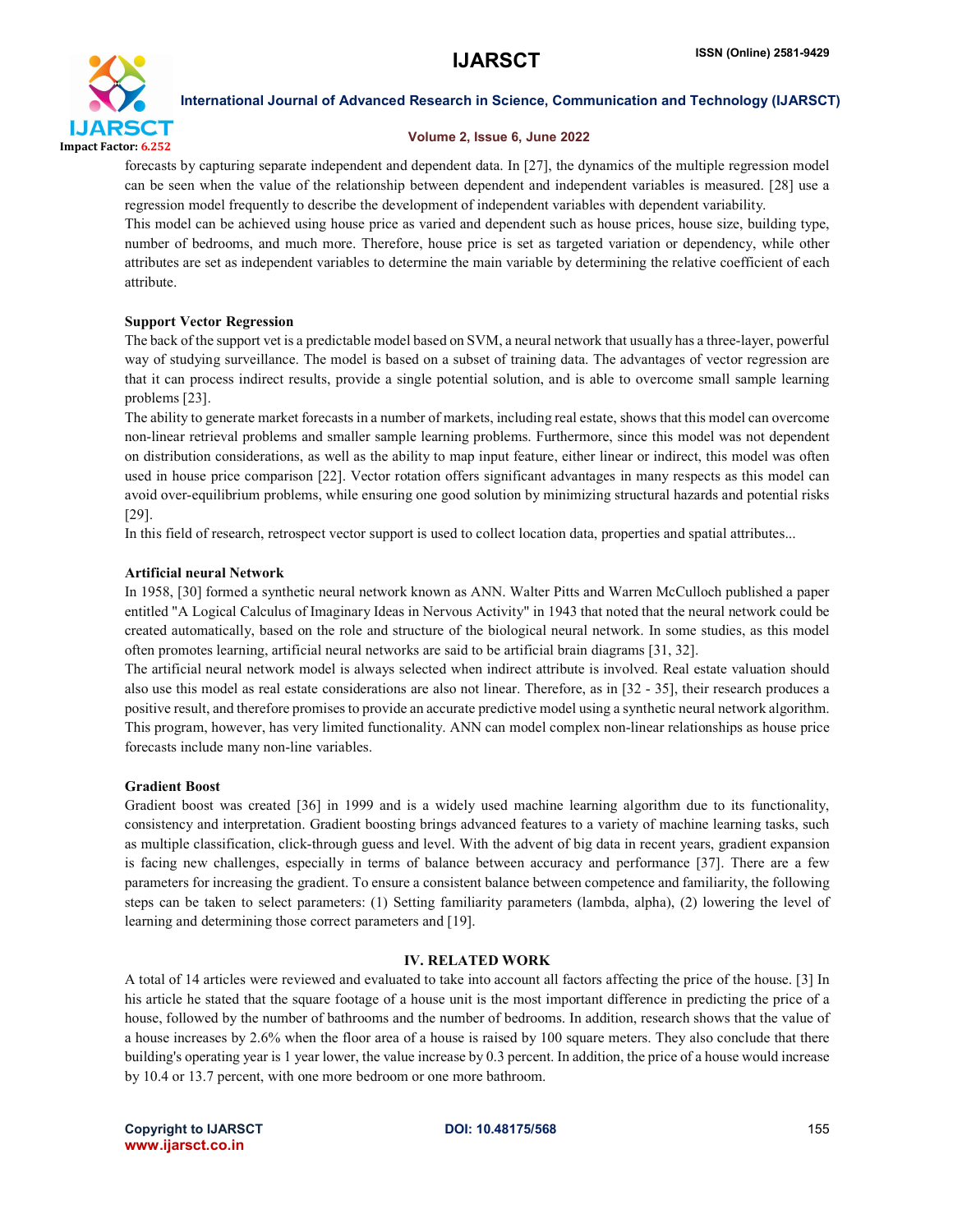forecasts by capturing separate independent and dependent data. In [27], the dynamics of the multiple regression model can be seen when the value of the relationship between dependent and independent variables is measured. [28] use a regression model frequently to describe the development of independent variables with dependent variability.

This model can be achieved using house price as varied and dependent such as house prices, house size, building type, number of bedrooms, and much more. Therefore, house price is set as targeted variation or dependency, while other attributes are set as independent variables to determine the main variable by determining the relative coefficient of each attribute.

**Support Vector Regression**

The back of the support vet is a predictable model based on SVM, a neural network that usually has a three-layer, powerful way of studying surveillance. The model is based on a subset of training data. The advantages of vector regression are that it can process indirect results, provide a single potential solution, and is able to overcome small sample learning problems [23].

The ability to generate market forecasts in a number of markets, including real estate, shows that this model can overcome non-linear retrieval problems and smaller sample learning problems. Furthermore, since this model was not dependent on distribution considerations, as well as the ability to map input feature, either linear or indirect, this model was often used in house price comparison [22]. Vector rotation offers significant advantages in many respects as this model can avoid over-equilibrium problems, while ensuring one good solution by minimizing structural hazards and potential risks [29].

In this field of research, retrospect vector support is used to collect location data, properties and spatial attributes...

**Artificial neural Network**

In 1958, [30] formed a synthetic neural network known as ANN. Walter Pitts and Warren McCulloch published a paper entitled "A Logical Calculus of Imaginary Ideas in Nervous Activity" in 1943 that noted that the neural network could be created automatically, based on the role and structure of the biological neural network. In some studies, as this model often promotes learning, artificial neural networks are said to be artificial brain diagrams [31, 32].

The artificial neural network model is always selected when indirect attribute is involved. Real estate valuation should also use this model as real estate considerations are also not linear. Therefore, as in [32 - 35], their research produces a positive result, and therefore promises to provide an accurate predictive model using a synthetic neural network algorithm. This program, however, has very limited functionality. ANN can model complex non-linear relationships as house price forecasts include many non-line variables.

**Gradient Boost**

Gradient boost was created [36] in 1999 and is a widely used machine learning algorithm due to its functionality, consistency and interpretation. Gradient boosting brings advanced features to a variety of machine learning tasks, such as multiple classification, click-through guess and level. With the advent of big data in recent years, gradient expansion is facing new challenges, especially in terms of balance between accuracy and performance [37]. There are a few parameters for increasing the gradient. To ensure a consistent balance between competence and familiarity, the following steps can be taken to select parameters: (1) Setting familiarity parameters (lambda, alpha), (2) lowering the level of learning and determining those correct parameters and [19].

## IV. RELATED WORK

A total of 14 articles were reviewed and evaluated to take into account all factors affecting the price of the house. [3] In his article he stated that the square footage of a house unit is the most important difference in predicting the price of a house, followed by the number of bathrooms and the number of bedrooms. In addition, research shows that the value of a house increases by 2.6% when the floor area of a house is raised by 100 square meters. They also conclude that there building's operating year is 1 year lower, the value increase by 0.3 percent. In addition, the price of a house would increase by 10.4 or 13.7 percent, with one more bedroom or one more bathroom.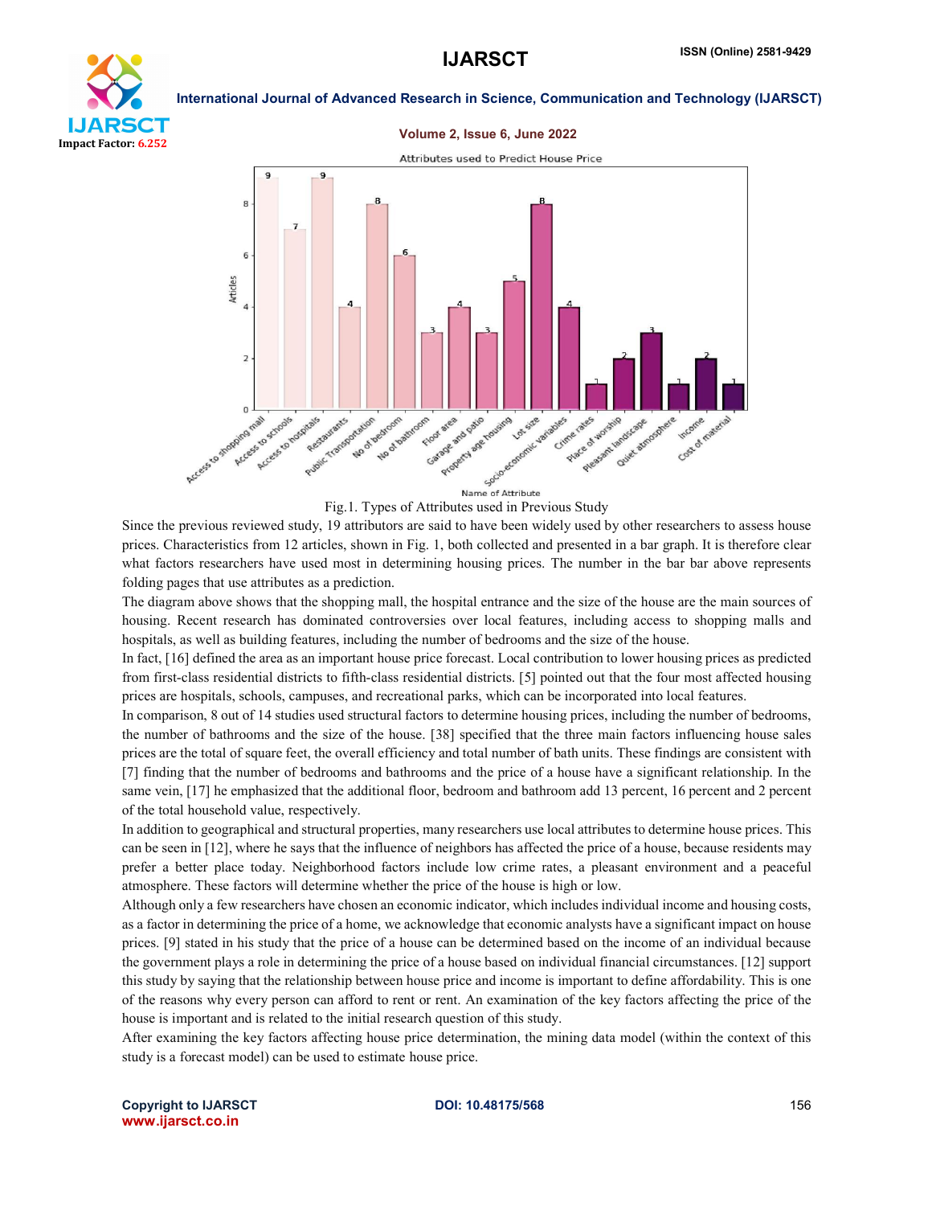Fig.1. Types of Attributes used in Previous Study

Since the previous reviewed study, 19 attributors are said to have been widely used by other researchers to assess house prices. Characteristics from 12 articles, shown in Fig. 1, both collected and presented in a bar graph. It is therefore clear what factors researchers have used most in determining housing prices. The number in the bar bar above represents folding pages that use attributes as a prediction.

The diagram above shows that the shopping mall, the hospital entrance and the size of the house are the main sources of housing. Recent research has dominated controversies over local features, including access to shopping malls and hospitals, as well as building features, including the number of bedrooms and the size of the house.

In fact, [16] defined the area as an important house price forecast. Local contribution to lower housing prices as predicted from first-class residential districts to fifth-class residential districts. [5] pointed out that the four most affected housing prices are hospitals, schools, campuses, and recreational parks, which can be incorporated into local features.

In comparison, 8 out of 14 studies used structural factors to determine housing prices, including the number of bedrooms, the number of bathrooms and the size of the house. [38] specified that the three main factors influencing house sales prices are the total of square feet, the overall efficiency and total number of bath units. These findings are consistent with [7] finding that the number of bedrooms and bathrooms and the price of a house have a significant relationship. In the same vein, [17] he emphasized that the additional floor, bedroom and bathroom add 13 percent, 16 percent and 2 percent of the total household value, respectively.

In addition to geographical and structural properties, many researchers use local attributes to determine house prices. This can be seen in [12], where he says that the influence of neighbors has affected the price of a house, because residents may prefer a better place today. Neighborhood factors include low crime rates, a pleasant environment and a peaceful atmosphere. These factors will determine whether the price of the house is high or low.

Although only a few researchers have chosen an economic indicator, which includes individual income and housing costs, as a factor in determining the price of a home, we acknowledge that economic analysts have a significant impact on house prices. [9] stated in his study that the price of a house can be determined based on the income of an individual because the government plays a role in determining the price of a house based on individual financial circumstances. [12] support this study by saying that the relationship between house price and income is important to define affordability. This is one of the reasons why every person can afford to rent or rent. An examination of the key factors affecting the price of the house is important and is related to the initial research question of this study.

After examining the key factors affecting house price determination, the mining data model (within the context of this study is a forecast model) can be used to estimate house price.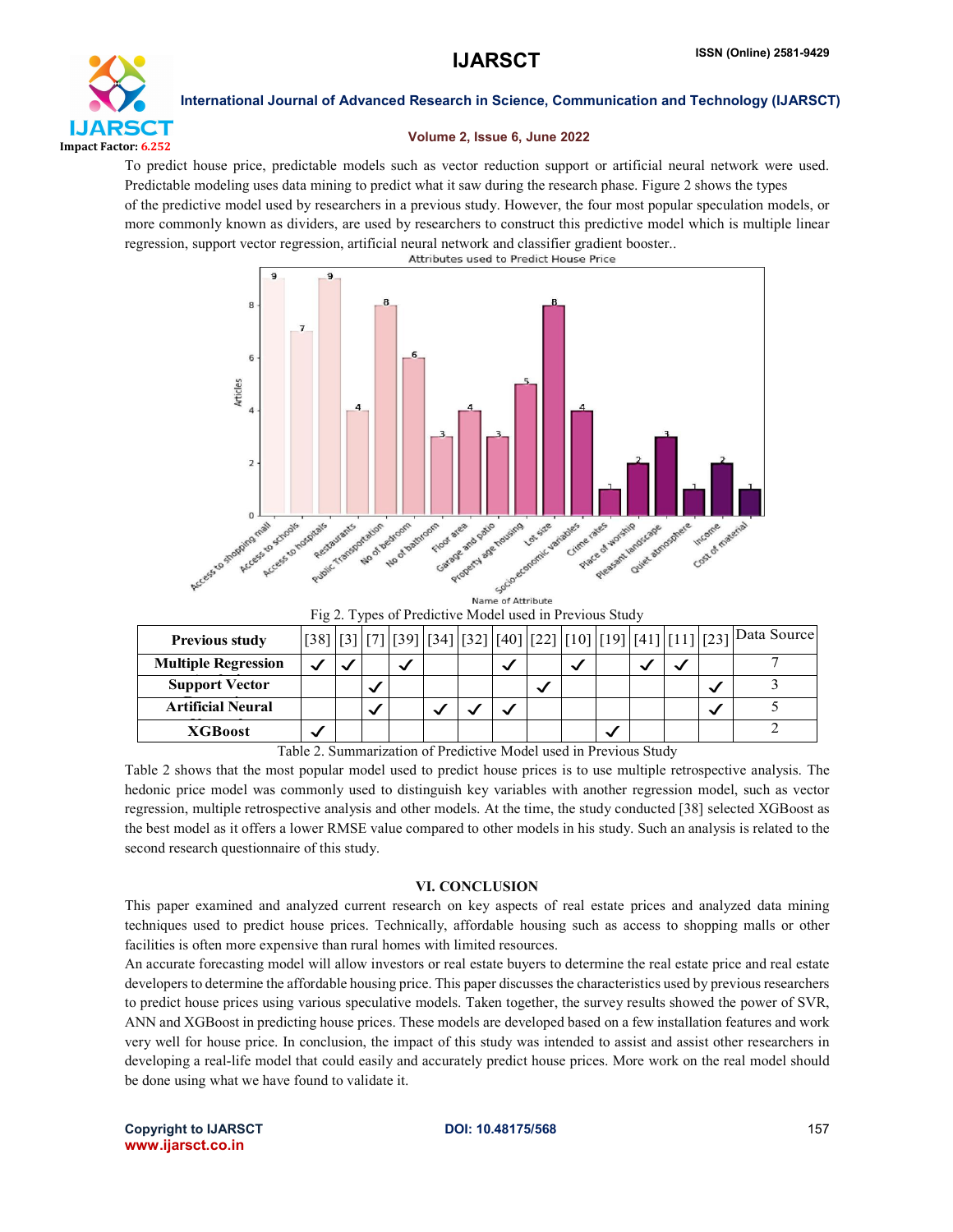To predict house price, predictable models such as vector reduction support or artificial neural network were used. Predictable modeling uses data mining to predict what it saw during the research phase. Figure 2 shows the types of the predictive model used by researchers in a previous study. However, the four most popular speculation models, or more commonly known as dividers, are used by researchers to construct this predictive model which is multiple linear regression, support vector regression, artificial neural network and classifier gradient booster..

Fig 2. Types of Predictive Model used in Previous Study

| Previous study | [38] | [3] | [7] | [39] | [34] | [32] | [40] | [22] | [10] | [19] | [41] | [11] | [23] | Data Source |
|---|---|---|---|---|---|---|---|---|---|---|---|---|---|---|
| **Multiple Regression** | ✓ | ✓ | | ✓ | | | ✓ | | ✓ | | ✓ | ✓ | | 7 |
| **Support Vector** | | | ✓ | | | | | ✓ | | | | | ✓ | 3 |
| **Artificial Neural** | | | ✓ | | ✓ | ✓ | ✓ | | | | | | ✓ | 5 |
| **XGBoost** | ✓ | | | | | | | | | ✓ | | | | 2 |

Table 2. Summarization of Predictive Model used in Previous Study

Table 2 shows that the most popular model used to predict house prices is to use multiple retrospective analysis. The hedonic price model was commonly used to distinguish key variables with another regression model, such as vector regression, multiple retrospective analysis and other models. At the time, the study conducted [38] selected XGBoost as the best model as it offers a lower RMSE value compared to other models in his study. Such an analysis is related to the second research questionnaire of this study.

## VI. CONCLUSION

This paper examined and analyzed current research on key aspects of real estate prices and analyzed data mining techniques used to predict house prices. Technically, affordable housing such as access to shopping malls or other facilities is often more expensive than rural homes with limited resources.

An accurate forecasting model will allow investors or real estate buyers to determine the real estate price and real estate developers to determine the affordable housing price. This paper discusses the characteristics used by previous researchers to predict house prices using various speculative models. Taken together, the survey results showed the power of SVR, ANN and XGBoost in predicting house prices. These models are developed based on a few installation features and work very well for house price. In conclusion, the impact of this study was intended to assist and assist other researchers in developing a real-life model that could easily and accurately predict house prices. More work on the real model should be done using what we have found to validate it.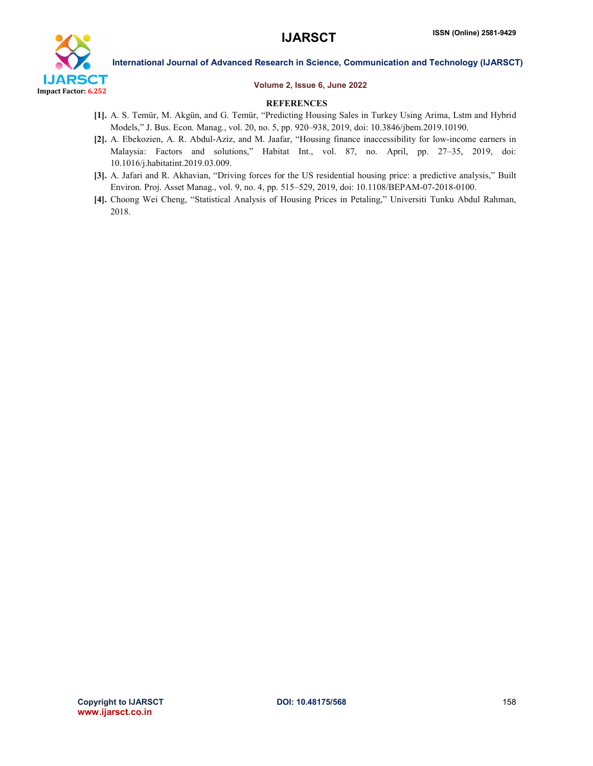## REFERENCES

[1]. A. S. Temür, M. Akgün, and G. Temür, "Predicting Housing Sales in Turkey Using Arima, Lstm and Hybrid Models," J. Bus. Econ. Manag., vol. 20, no. 5, pp. 920–938, 2019, doi: 10.3846/jbem.2019.10190.

[2]. A. Ebekozien, A. R. Abdul-Aziz, and M. Jaafar, "Housing finance inaccessibility for low-income earners in Malaysia: Factors and solutions," Habitat Int., vol. 87, no. April, pp. 27–35, 2019, doi: 10.1016/j.habitatint.2019.03.009.

[3]. A. Jafari and R. Akhavian, "Driving forces for the US residential housing price: a predictive analysis," Built Environ. Proj. Asset Manag., vol. 9, no. 4, pp. 515–529, 2019, doi: 10.1108/BEPAM-07-2018-0100.

[4]. Choong Wei Cheng, "Statistical Analysis of Housing Prices in Petaling," Universiti Tunku Abdul Rahman, 2018.